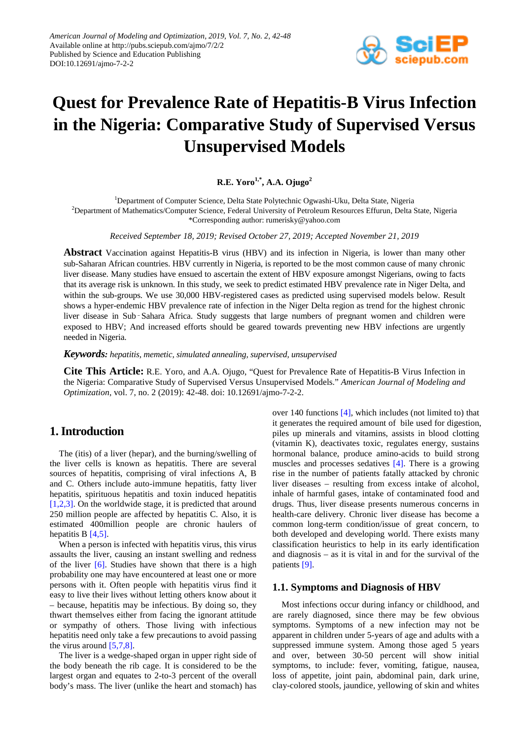# Quest for Prevalence Rate of Hepatitis-B Virus Infection in the Nigeria: Comparative Study of Supervised Versus Unsupervised Models

**R.E. Yoro[1,*], A.A. Ojugo[2]**

[1]Department of Computer Science, Delta State Polytechnic Ogwashi-Uku, Delta State, Nigeria
[2]Department of Mathematics/Computer Science, Federal University of Petroleum Resources Effurun, Delta State, Nigeria
*Corresponding author: rumerisky@yahoo.com

*Received September 18, 2019; Revised October 27, 2019; Accepted November 21, 2019*

**Abstract** Vaccination against Hepatitis-B virus (HBV) and its infection in Nigeria, is lower than many other sub-Saharan African countries. HBV currently in Nigeria, is reported to be the most common cause of many chronic liver disease. Many studies have ensued to ascertain the extent of HBV exposure amongst Nigerians, owing to facts that its average risk is unknown. In this study, we seek to predict estimated HBV prevalence rate in Niger Delta, and within the sub-groups. We use 30,000 HBV-registered cases as predicted using supervised models below. Result shows a hyper-endemic HBV prevalence rate of infection in the Niger Delta region as trend for the highest chronic liver disease in Sub‐Sahara Africa. Study suggests that large numbers of pregnant women and children were exposed to HBV; And increased efforts should be geared towards preventing new HBV infections are urgently needed in Nigeria.

***Keywords:*** *hepatitis, memetic, simulated annealing, supervised, unsupervised*

**Cite This Article:** R.E. Yoro, and A.A. Ojugo, "Quest for Prevalence Rate of Hepatitis-B Virus Infection in the Nigeria: Comparative Study of Supervised Versus Unsupervised Models." *American Journal of Modeling and Optimization*, vol. 7, no. 2 (2019): 42-48. doi: 10.12691/ajmo-7-2-2.

## 1. Introduction

The (itis) of a liver (hepar), and the burning/swelling of the liver cells is known as hepatitis. There are several sources of hepatitis, comprising of viral infections A, B and C. Others include auto-immune hepatitis, fatty liver hepatitis, spirituous hepatitis and toxin induced hepatitis [1,2,3]. On the worldwide stage, it is predicted that around 250 million people are affected by hepatitis C. Also, it is estimated 400million people are chronic haulers of hepatitis B [4,5].

When a person is infected with hepatitis virus, this virus assaults the liver, causing an instant swelling and redness of the liver [6]. Studies have shown that there is a high probability one may have encountered at least one or more persons with it. Often people with hepatitis virus find it easy to live their lives without letting others know about it – because, hepatitis may be infectious. By doing so, they thwart themselves either from facing the ignorant attitude or sympathy of others. Those living with infectious hepatitis need only take a few precautions to avoid passing the virus around [5,7,8].

The liver is a wedge-shaped organ in upper right side of the body beneath the rib cage. It is considered to be the largest organ and equates to 2-to-3 percent of the overall body's mass. The liver (unlike the heart and stomach) has over 140 functions [4], which includes (not limited to) that it generates the required amount of bile used for digestion, piles up minerals and vitamins, assists in blood clotting (vitamin K), deactivates toxic, regulates energy, sustains hormonal balance, produce amino-acids to build strong muscles and processes sedatives [4]. There is a growing rise in the number of patients fatally attacked by chronic liver diseases – resulting from excess intake of alcohol, inhale of harmful gases, intake of contaminated food and drugs. Thus, liver disease presents numerous concerns in health-care delivery. Chronic liver disease has become a common long-term condition/issue of great concern, to both developed and developing world. There exists many classification heuristics to help in its early identification and diagnosis – as it is vital in and for the survival of the patients [9].

### 1.1. Symptoms and Diagnosis of HBV

Most infections occur during infancy or childhood, and are rarely diagnosed, since there may be few obvious symptoms. Symptoms of a new infection may not be apparent in children under 5-years of age and adults with a suppressed immune system. Among those aged 5 years and over, between 30-50 percent will show initial symptoms, to include: fever, vomiting, fatigue, nausea, loss of appetite, joint pain, abdominal pain, dark urine, clay-colored stools, jaundice, yellowing of skin and whites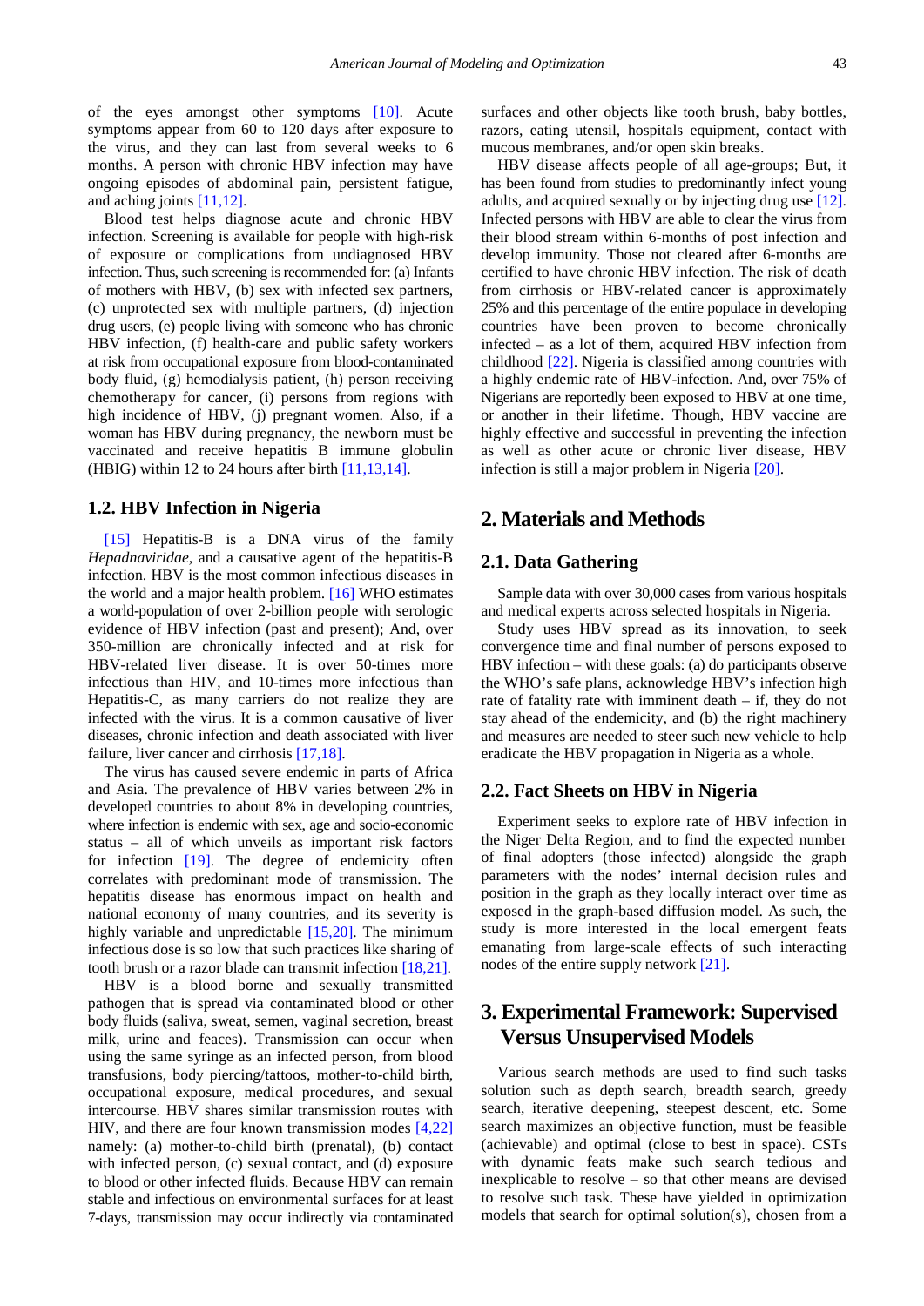of the eyes amongst other symptoms [10]. Acute symptoms appear from 60 to 120 days after exposure to the virus, and they can last from several weeks to 6 months. A person with chronic HBV infection may have ongoing episodes of abdominal pain, persistent fatigue, and aching joints [11,12].

Blood test helps diagnose acute and chronic HBV infection. Screening is available for people with high-risk of exposure or complications from undiagnosed HBV infection. Thus, such screening is recommended for: (a) Infants of mothers with HBV, (b) sex with infected sex partners, (c) unprotected sex with multiple partners, (d) injection drug users, (e) people living with someone who has chronic HBV infection, (f) health-care and public safety workers at risk from occupational exposure from blood-contaminated body fluid, (g) hemodialysis patient, (h) person receiving chemotherapy for cancer, (i) persons from regions with high incidence of HBV, (j) pregnant women. Also, if a woman has HBV during pregnancy, the newborn must be vaccinated and receive hepatitis B immune globulin (HBIG) within 12 to 24 hours after birth [11,13,14].

### 1.2. HBV Infection in Nigeria

[15] Hepatitis-B is a DNA virus of the family *Hepadnaviridae*, and a causative agent of the hepatitis-B infection. HBV is the most common infectious diseases in the world and a major health problem. [16] WHO estimates a world-population of over 2-billion people with serologic evidence of HBV infection (past and present); And, over 350-million are chronically infected and at risk for HBV-related liver disease. It is over 50-times more infectious than HIV, and 10-times more infectious than Hepatitis-C, as many carriers do not realize they are infected with the virus. It is a common causative of liver diseases, chronic infection and death associated with liver failure, liver cancer and cirrhosis [17,18].

The virus has caused severe endemic in parts of Africa and Asia. The prevalence of HBV varies between 2% in developed countries to about 8% in developing countries, where infection is endemic with sex, age and socio-economic status – all of which unveils as important risk factors for infection [19]. The degree of endemicity often correlates with predominant mode of transmission. The hepatitis disease has enormous impact on health and national economy of many countries, and its severity is highly variable and unpredictable [15,20]. The minimum infectious dose is so low that such practices like sharing of tooth brush or a razor blade can transmit infection [18,21].

HBV is a blood borne and sexually transmitted pathogen that is spread via contaminated blood or other body fluids (saliva, sweat, semen, vaginal secretion, breast milk, urine and feaces). Transmission can occur when using the same syringe as an infected person, from blood transfusions, body piercing/tattoos, mother-to-child birth, occupational exposure, medical procedures, and sexual intercourse. HBV shares similar transmission routes with HIV, and there are four known transmission modes [4,22] namely: (a) mother-to-child birth (prenatal), (b) contact with infected person, (c) sexual contact, and (d) exposure to blood or other infected fluids. Because HBV can remain stable and infectious on environmental surfaces for at least 7-days, transmission may occur indirectly via contaminated surfaces and other objects like tooth brush, baby bottles, razors, eating utensil, hospitals equipment, contact with mucous membranes, and/or open skin breaks.

HBV disease affects people of all age-groups; But, it has been found from studies to predominantly infect young adults, and acquired sexually or by injecting drug use [12]. Infected persons with HBV are able to clear the virus from their blood stream within 6-months of post infection and develop immunity. Those not cleared after 6-months are certified to have chronic HBV infection. The risk of death from cirrhosis or HBV-related cancer is approximately 25% and this percentage of the entire populace in developing countries have been proven to become chronically infected – as a lot of them, acquired HBV infection from childhood [22]. Nigeria is classified among countries with a highly endemic rate of HBV-infection. And, over 75% of Nigerians are reportedly been exposed to HBV at one time, or another in their lifetime. Though, HBV vaccine are highly effective and successful in preventing the infection as well as other acute or chronic liver disease, HBV infection is still a major problem in Nigeria [20].

## 2. Materials and Methods

### 2.1. Data Gathering

Sample data with over 30,000 cases from various hospitals and medical experts across selected hospitals in Nigeria.

Study uses HBV spread as its innovation, to seek convergence time and final number of persons exposed to HBV infection – with these goals: (a) do participants observe the WHO's safe plans, acknowledge HBV's infection high rate of fatality rate with imminent death – if, they do not stay ahead of the endemicity, and (b) the right machinery and measures are needed to steer such new vehicle to help eradicate the HBV propagation in Nigeria as a whole.

### 2.2. Fact Sheets on HBV in Nigeria

Experiment seeks to explore rate of HBV infection in the Niger Delta Region, and to find the expected number of final adopters (those infected) alongside the graph parameters with the nodes' internal decision rules and position in the graph as they locally interact over time as exposed in the graph-based diffusion model. As such, the study is more interested in the local emergent feats emanating from large-scale effects of such interacting nodes of the entire supply network [21].

## 3. Experimental Framework: Supervised Versus Unsupervised Models

Various search methods are used to find such tasks solution such as depth search, breadth search, greedy search, iterative deepening, steepest descent, etc. Some search maximizes an objective function, must be feasible (achievable) and optimal (close to best in space). CSTs with dynamic feats make such search tedious and inexplicable to resolve – so that other means are devised to resolve such task. These have yielded in optimization models that search for optimal solution(s), chosen from a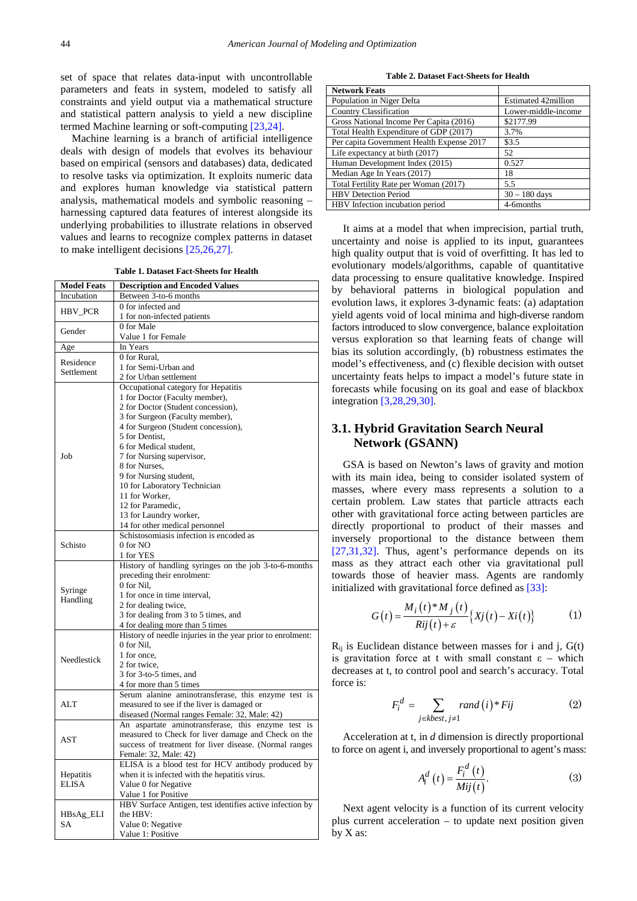set of space that relates data-input with uncontrollable parameters and feats in system, modeled to satisfy all constraints and yield output via a mathematical structure and statistical pattern analysis to yield a new discipline termed Machine learning or soft-computing [23,24].

Machine learning is a branch of artificial intelligence deals with design of models that evolves its behaviour based on empirical (sensors and databases) data, dedicated to resolve tasks via optimization. It exploits numeric data and explores human knowledge via statistical pattern analysis, mathematical models and symbolic reasoning – harnessing captured data features of interest alongside its underlying probabilities to illustrate relations in observed values and learns to recognize complex patterns in dataset to make intelligent decisions [25,26,27].

**Table 1. Dataset Fact-Sheets for Health**

| Model Feats | Description and Encoded Values |
|---|---|
| Incubation | Between 3-to-6 months |
| HBV_PCR | 0 for infected and<br>1 for non-infected patients |
| Gender | 0 for Male<br>Value 1 for Female |
| Age | In Years |
| Residence Settlement | 0 for Rural,<br>1 for Semi-Urban and<br>2 for Urban settlement |
| Job | Occupational category for Hepatitis<br>1 for Doctor (Faculty member),<br>2 for Doctor (Student concession),<br>3 for Surgeon (Faculty member),<br>4 for Surgeon (Student concession),<br>5 for Dentist,<br>6 for Medical student,<br>7 for Nursing supervisor,<br>8 for Nurses,<br>9 for Nursing student,<br>10 for Laboratory Technician<br>11 for Worker,<br>12 for Paramedic,<br>13 for Laundry worker,<br>14 for other medical personnel |
| Schisto | Schistosomiasis infection is encoded as<br>0 for NO<br>1 for YES |
| Syringe Handling | History of handling syringes on the job 3-to-6-months preceding their enrolment:<br>0 for Nil,<br>1 for once in time interval,<br>2 for dealing twice,<br>3 for dealing from 3 to 5 times, and<br>4 for dealing more than 5 times |
| Needlestick | History of needle injuries in the year prior to enrolment:<br>0 for Nil,<br>1 for once,<br>2 for twice,<br>3 for 3-to-5 times, and<br>4 for more than 5 times |
| ALT | Serum alanine aminotransferase, this enzyme test is measured to see if the liver is damaged or diseased (Normal ranges Female: 32, Male: 42) |
| AST | An aspartate aminotransferase, this enzyme test is measured to Check for liver damage and Check on the success of treatment for liver disease. (Normal ranges Female: 32, Male: 42) |
| Hepatitis ELISA | ELISA is a blood test for HCV antibody produced by when it is infected with the hepatitis virus.<br>Value 0 for Negative<br>Value 1 for Positive |
| HBsAg_ELISA | HBV Surface Antigen, test identifies active infection by the HBV:<br>Value 0: Negative<br>Value 1: Positive |

**Table 2. Dataset Fact-Sheets for Health**

| Network Feats | |
|---|---|
| Population in Niger Delta | Estimated 42million |
| Country Classification | Lower-middle-income |
| Gross National Income Per Capita (2016) | $2177.99 |
| Total Health Expenditure of GDP (2017) | 3.7% |
| Per capita Government Health Expense 2017 | $3.5 |
| Life expectancy at birth (2017) | 52 |
| Human Development Index (2015) | 0.527 |
| Median Age In Years (2017) | 18 |
| Total Fertility Rate per Woman (2017) | 5.5 |
| HBV Detection Period | 30 – 180 days |
| HBV Infection incubation period | 4-6months |

It aims at a model that when imprecision, partial truth, uncertainty and noise is applied to its input, guarantees high quality output that is void of overfitting. It has led to evolutionary models/algorithms, capable of quantitative data processing to ensure qualitative knowledge. Inspired by behavioral patterns in biological population and evolution laws, it explores 3-dynamic feats: (a) adaptation yield agents void of local minima and high-diverse random factors introduced to slow convergence, balance exploitation versus exploration so that learning feats of change will bias its solution accordingly, (b) robustness estimates the model's effectiveness, and (c) flexible decision with outset uncertainty feats helps to impact a model's future state in forecasts while focusing on its goal and ease of blackbox integration [3,28,29,30].

## 3.1. Hybrid Gravitation Search Neural Network (GSANN)

GSA is based on Newton's laws of gravity and motion with its main idea, being to consider isolated system of masses, where every mass represents a solution to a certain problem. Law states that particle attracts each other with gravitational force acting between particles are directly proportional to product of their masses and inversely proportional to the distance between them [27,31,32]. Thus, agent's performance depends on its mass as they attract each other via gravitational pull towards those of heavier mass. Agents are randomly initialized with gravitational force defined as [33]:

$$G(t) = \frac{M_i(t) * M_j(t)}{Rij(t) + \varepsilon}\{Xj(t) - Xi(t)\} \tag{1}$$

$R_{ij}$ is Euclidean distance between masses for i and j, G(t) is gravitation force at t with small constant ε – which decreases at t, to control pool and search's accuracy. Total force is:

$$F_i^d = \sum_{j \in kbest, j \neq 1} rand(i) * Fij \tag{2}$$

Acceleration at t, in *d* dimension is directly proportional to force on agent i, and inversely proportional to agent's mass:

$$A_i^d(t) = \frac{F_i^d(t)}{Mij(t)}. \tag{3}$$

Next agent velocity is a function of its current velocity plus current acceleration – to update next position given by X as: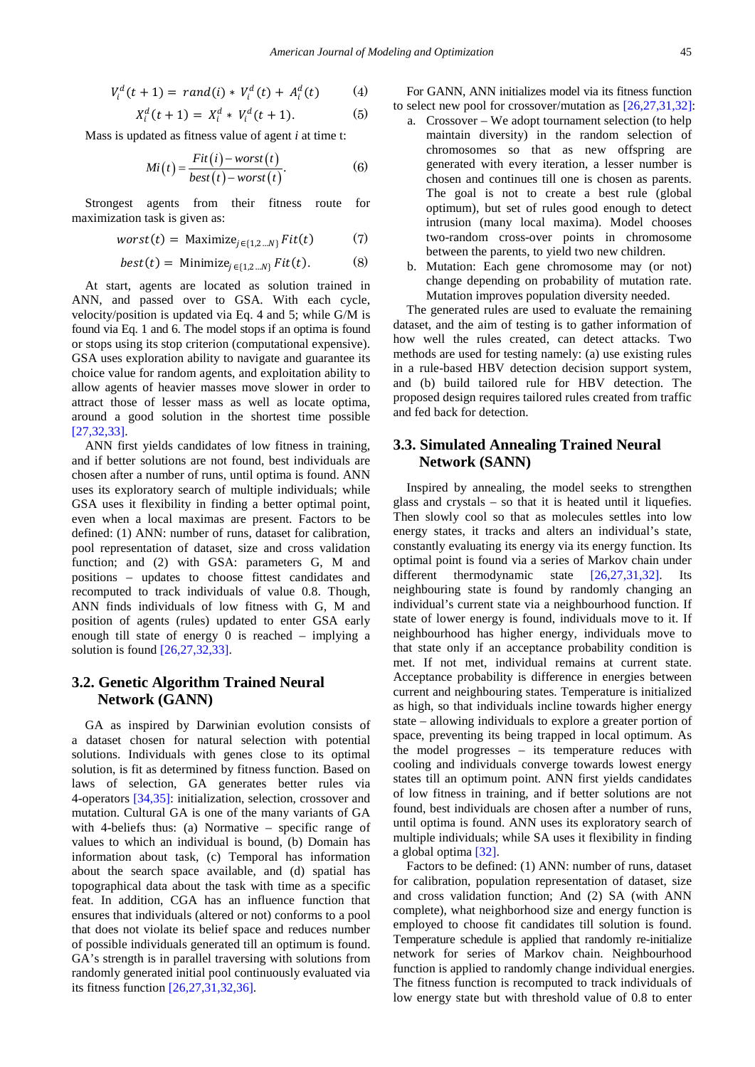$$V_i^d(t+1) = rand(i) * V_i^d(t) + A_i^d(t) \quad (4)$$

$$X_i^d(t+1) = X_i^d * V_i^d(t+1). \quad (5)$$

Mass is updated as fitness value of agent *i* at time t:

$$Mi(t) = \frac{Fit(i) - worst(t)}{best(t) - worst(t)}. \quad (6)$$

Strongest agents from their fitness route for maximization task is given as:

$$worst(t) = \text{Maximize}_{j \in \{1,2 \ldots N\}} Fit(t) \quad (7)$$

$$best(t) = \text{Minimize}_{j \in \{1,2 \ldots N\}} Fit(t). \quad (8)$$

At start, agents are located as solution trained in ANN, and passed over to GSA. With each cycle, velocity/position is updated via Eq. 4 and 5; while G/M is found via Eq. 1 and 6. The model stops if an optima is found or stops using its stop criterion (computational expensive). GSA uses exploration ability to navigate and guarantee its choice value for random agents, and exploitation ability to allow agents of heavier masses move slower in order to attract those of lesser mass as well as locate optima, around a good solution in the shortest time possible [27,32,33].

ANN first yields candidates of low fitness in training, and if better solutions are not found, best individuals are chosen after a number of runs, until optima is found. ANN uses its exploratory search of multiple individuals; while GSA uses it flexibility in finding a better optimal point, even when a local maximas are present. Factors to be defined: (1) ANN: number of runs, dataset for calibration, pool representation of dataset, size and cross validation function; and (2) with GSA: parameters G, M and positions – updates to choose fittest candidates and recomputed to track individuals of value 0.8. Though, ANN finds individuals of low fitness with G, M and position of agents (rules) updated to enter GSA early enough till state of energy 0 is reached – implying a solution is found [26,27,32,33].

## 3.2. Genetic Algorithm Trained Neural Network (GANN)

GA as inspired by Darwinian evolution consists of a dataset chosen for natural selection with potential solutions. Individuals with genes close to its optimal solution, is fit as determined by fitness function. Based on laws of selection, GA generates better rules via 4-operators [34,35]: initialization, selection, crossover and mutation. Cultural GA is one of the many variants of GA with 4-beliefs thus: (a) Normative – specific range of values to which an individual is bound, (b) Domain has information about task, (c) Temporal has information about the search space available, and (d) spatial has topographical data about the task with time as a specific feat. In addition, CGA has an influence function that ensures that individuals (altered or not) conforms to a pool that does not violate its belief space and reduces number of possible individuals generated till an optimum is found. GA's strength is in parallel traversing with solutions from randomly generated initial pool continuously evaluated via its fitness function [26,27,31,32,36].

For GANN, ANN initializes model via its fitness function to select new pool for crossover/mutation as [26,27,31,32]:

a. Crossover – We adopt tournament selection (to help maintain diversity) in the random selection of chromosomes so that as new offspring are generated with every iteration, a lesser number is chosen and continues till one is chosen as parents. The goal is not to create a best rule (global optimum), but set of rules good enough to detect intrusion (many local maxima). Model chooses two-random cross-over points in chromosome between the parents, to yield two new children.
b. Mutation: Each gene chromosome may (or not) change depending on probability of mutation rate. Mutation improves population diversity needed.

The generated rules are used to evaluate the remaining dataset, and the aim of testing is to gather information of how well the rules created, can detect attacks. Two methods are used for testing namely: (a) use existing rules in a rule-based HBV detection decision support system, and (b) build tailored rule for HBV detection. The proposed design requires tailored rules created from traffic and fed back for detection.

## 3.3. Simulated Annealing Trained Neural Network (SANN)

Inspired by annealing, the model seeks to strengthen glass and crystals – so that it is heated until it liquefies. Then slowly cool so that as molecules settles into low energy states, it tracks and alters an individual's state, constantly evaluating its energy via its energy function. Its optimal point is found via a series of Markov chain under different thermodynamic state [26,27,31,32]. Its neighbouring state is found by randomly changing an individual's current state via a neighbourhood function. If state of lower energy is found, individuals move to it. If neighbourhood has higher energy, individuals move to that state only if an acceptance probability condition is met. If not met, individual remains at current state. Acceptance probability is difference in energies between current and neighbouring states. Temperature is initialized as high, so that individuals incline towards higher energy state – allowing individuals to explore a greater portion of space, preventing its being trapped in local optimum. As the model progresses – its temperature reduces with cooling and individuals converge towards lowest energy states till an optimum point. ANN first yields candidates of low fitness in training, and if better solutions are not found, best individuals are chosen after a number of runs, until optima is found. ANN uses its exploratory search of multiple individuals; while SA uses it flexibility in finding a global optima [32].

Factors to be defined: (1) ANN: number of runs, dataset for calibration, population representation of dataset, size and cross validation function; And (2) SA (with ANN complete), what neighborhood size and energy function is employed to choose fit candidates till solution is found. Temperature schedule is applied that randomly re-initialize network for series of Markov chain. Neighbourhood function is applied to randomly change individual energies. The fitness function is recomputed to track individuals of low energy state but with threshold value of 0.8 to enter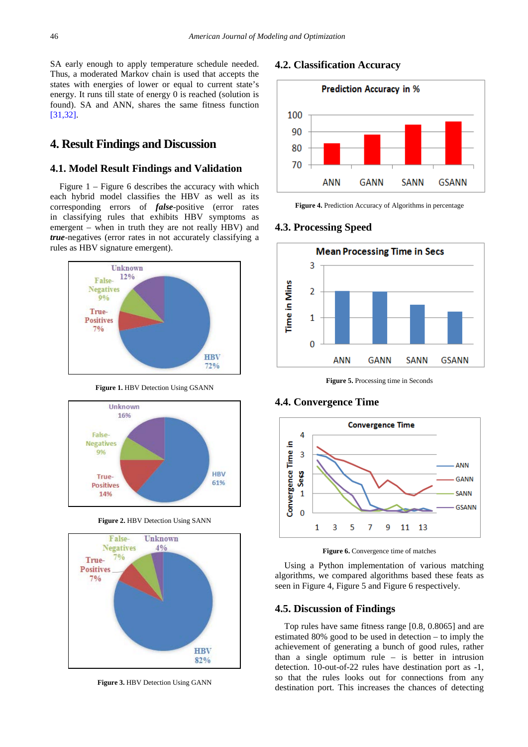SA early enough to apply temperature schedule needed. Thus, a moderated Markov chain is used that accepts the states with energies of lower or equal to current state's energy. It runs till state of energy 0 is reached (solution is found). SA and ANN, shares the same fitness function [31,32].

## 4. Result Findings and Discussion

### 4.1. Model Result Findings and Validation

Figure 1 – Figure 6 describes the accuracy with which each hybrid model classifies the HBV as well as its corresponding errors of ***false***-positive (error rates in classifying rules that exhibits HBV symptoms as emergent – when in truth they are not really HBV) and ***true***-negatives (error rates in not accurately classifying a rules as HBV signature emergent).

**Figure 1.** HBV Detection Using GSANN

**Figure 2.** HBV Detection Using SANN

**Figure 3.** HBV Detection Using GANN

### 4.2. Classification Accuracy

**Figure 4.** Prediction Accuracy of Algorithms in percentage

### 4.3. Processing Speed

**Figure 5.** Processing time in Seconds

### 4.4. Convergence Time

**Figure 6.** Convergence time of matches

Using a Python implementation of various matching algorithms, we compared algorithms based these feats as seen in Figure 4, Figure 5 and Figure 6 respectively.

### 4.5. Discussion of Findings

Top rules have same fitness range [0.8, 0.8065] and are estimated 80% good to be used in detection – to imply the achievement of generating a bunch of good rules, rather than a single optimum rule – is better in intrusion detection. 10-out-of-22 rules have destination port as -1, so that the rules looks out for connections from any destination port. This increases the chances of detecting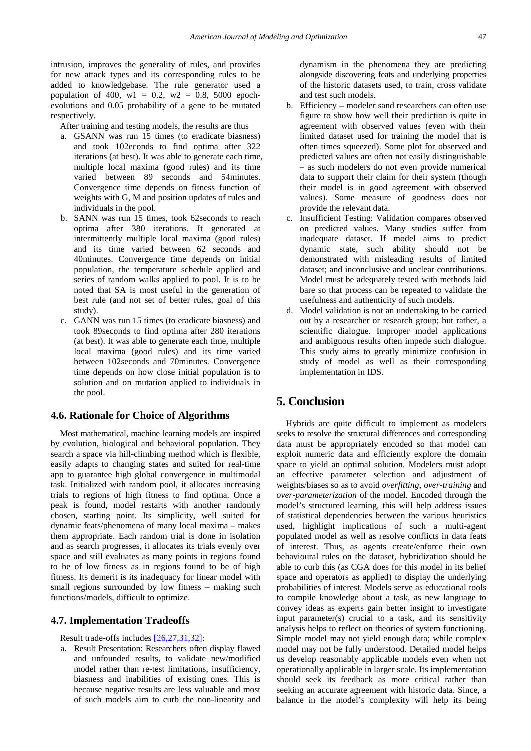intrusion, improves the generality of rules, and provides for new attack types and its corresponding rules to be added to knowledgebase. The rule generator used a population of 400, w1 = 0.2, w2 = 0.8, 5000 epoch-evolutions and 0.05 probability of a gene to be mutated respectively.

After training and testing models, the results are thus

a. GSANN was run 15 times (to eradicate biasness) and took 102econds to find optima after 322 iterations (at best). It was able to generate each time, multiple local maxima (good rules) and its time varied between 89 seconds and 54minutes. Convergence time depends on fitness function of weights with G, M and position updates of rules and individuals in the pool.
b. SANN was run 15 times, took 62seconds to reach optima after 380 iterations. It generated at intermittently multiple local maxima (good rules) and its time varied between 62 seconds and 40minutes. Convergence time depends on initial population, the temperature schedule applied and series of random walks applied to pool. It is to be noted that SA is most useful in the generation of best rule (and not set of better rules, goal of this study).
c. GANN was run 15 times (to eradicate biasness) and took 89seconds to find optima after 280 iterations (at best). It was able to generate each time, multiple local maxima (good rules) and its time varied between 102seconds and 70minutes. Convergence time depends on how close initial population is to solution and on mutation applied to individuals in the pool.

### 4.6. Rationale for Choice of Algorithms

Most mathematical, machine learning models are inspired by evolution, biological and behavioral population. They search a space via hill-climbing method which is flexible, easily adapts to changing states and suited for real-time app to guarantee high global convergence in multimodal task. Initialized with random pool, it allocates increasing trials to regions of high fitness to find optima. Once a peak is found, model restarts with another randomly chosen, starting point. Its simplicity, well suited for dynamic feats/phenomena of many local maxima – makes them appropriate. Each random trial is done in isolation and as search progresses, it allocates its trials evenly over space and still evaluates as many points in regions found to be of low fitness as in regions found to be of high fitness. Its demerit is its inadequacy for linear model with small regions surrounded by low fitness – making such functions/models, difficult to optimize.

### 4.7. Implementation Tradeoffs

Result trade-offs includes [26,27,31,32]:

a. Result Presentation: Researchers often display flawed and unfounded results, to validate new/modified model rather than re-test limitations, insufficiency, biasness and inabilities of existing ones. This is because negative results are less valuable and most of such models aim to curb the non-linearity and dynamism in the phenomena they are predicting alongside discovering feats and underlying properties of the historic datasets used, to train, cross validate and test such models.
b. Efficiency **–** modeler sand researchers can often use figure to show how well their prediction is quite in agreement with observed values (even with their limited dataset used for training the model that is often times squeezed). Some plot for observed and predicted values are often not easily distinguishable – as such modelers do not even provide numerical data to support their claim for their system (though their model is in good agreement with observed values). Some measure of goodness does not provide the relevant data.
c. Insufficient Testing: Validation compares observed on predicted values. Many studies suffer from inadequate dataset. If model aims to predict dynamic state, such ability should not be demonstrated with misleading results of limited dataset; and inconclusive and unclear contributions. Model must be adequately tested with methods laid bare so that process can be repeated to validate the usefulness and authenticity of such models.
d. Model validation is not an undertaking to be carried out by a researcher or research group; but rather, a scientific dialogue. Improper model applications and ambiguous results often impede such dialogue. This study aims to greatly minimize confusion in study of model as well as their corresponding implementation in IDS.

## 5. Conclusion

Hybrids are quite difficult to implement as modelers seeks to resolve the structural differences and corresponding data must be appropriately encoded so that model can exploit numeric data and efficiently explore the domain space to yield an optimal solution. Modelers must adopt an effective parameter selection and adjustment of weights/biases so as to avoid *overfitting*, *over-training* and *over-parameterization* of the model. Encoded through the model's structured learning, this will help address issues of statistical dependencies between the various heuristics used, highlight implications of such a multi-agent populated model as well as resolve conflicts in data feats of interest. Thus, as agents create/enforce their own behavioural rules on the dataset, hybridization should be able to curb this (as CGA does for this model in its belief space and operators as applied) to display the underlying probabilities of interest. Models serve as educational tools to compile knowledge about a task, as new language to convey ideas as experts gain better insight to investigate input parameter(s) crucial to a task, and its sensitivity analysis helps to reflect on theories of system functioning. Simple model may not yield enough data; while complex model may not be fully understood. Detailed model helps us develop reasonably applicable models even when not operationally applicable in larger scale. Its implementation should seek its feedback as more critical rather than seeking an accurate agreement with historic data. Since, a balance in the model's complexity will help its being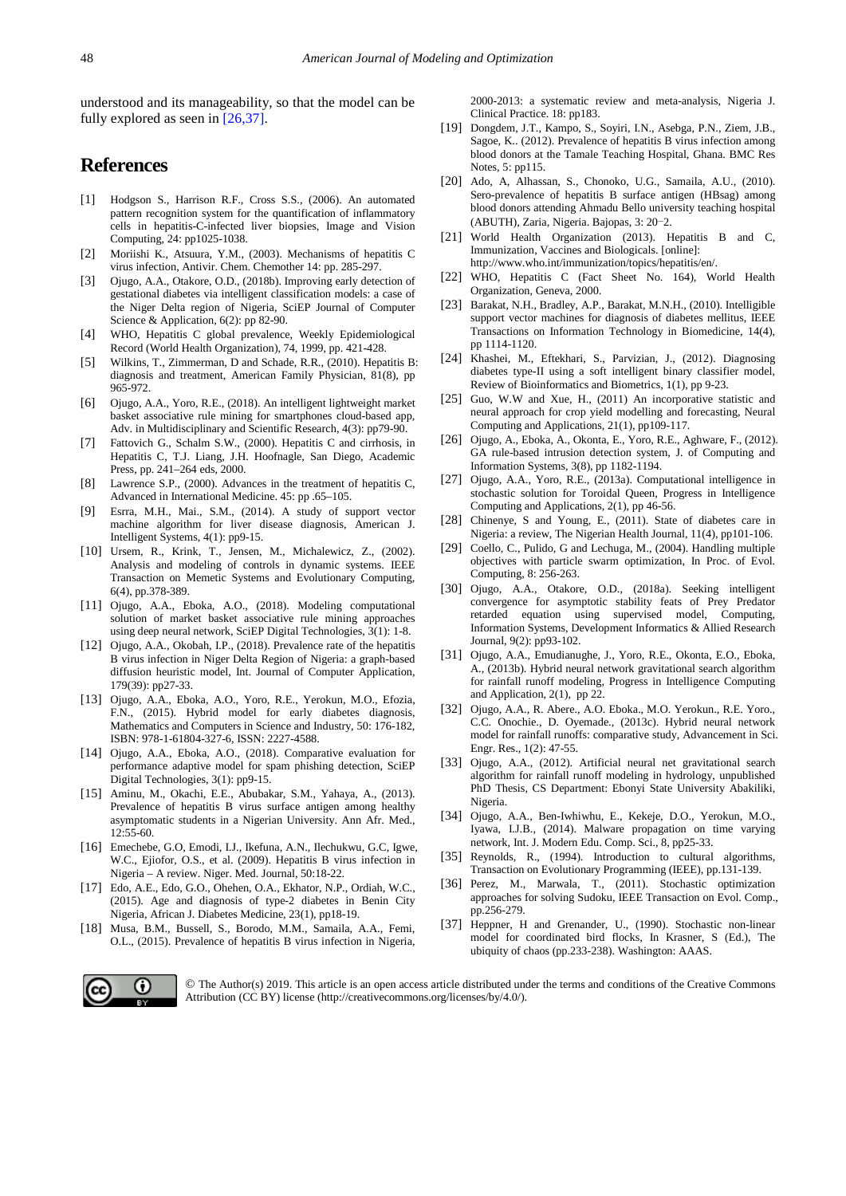understood and its manageability, so that the model can be fully explored as seen in [26,37].

## References

[1] Hodgson S., Harrison R.F., Cross S.S., (2006). An automated pattern recognition system for the quantification of inflammatory cells in hepatitis-C-infected liver biopsies, Image and Vision Computing, 24: pp1025-1038.

[2] Moriishi K., Atsuura, Y.M., (2003). Mechanisms of hepatitis C virus infection, Antivir. Chem. Chemother 14: pp. 285-297.

[3] Ojugo, A.A., Otakore, O.D., (2018b). Improving early detection of gestational diabetes via intelligent classification models: a case of the Niger Delta region of Nigeria, SciEP Journal of Computer Science & Application, 6(2): pp 82-90.

[4] WHO, Hepatitis C global prevalence, Weekly Epidemiological Record (World Health Organization), 74, 1999, pp. 421-428.

[5] Wilkins, T., Zimmerman, D and Schade, R.R., (2010). Hepatitis B: diagnosis and treatment, American Family Physician, 81(8), pp 965-972.

[6] Ojugo, A.A., Yoro, R.E., (2018). An intelligent lightweight market basket associative rule mining for smartphones cloud-based app, Adv. in Multidisciplinary and Scientific Research, 4(3): pp79-90.

[7] Fattovich G., Schalm S.W., (2000). Hepatitis C and cirrhosis, in Hepatitis C, T.J. Liang, J.H. Hoofnagle, San Diego, Academic Press, pp. 241–264 eds, 2000.

[8] Lawrence S.P., (2000). Advances in the treatment of hepatitis C, Advanced in International Medicine. 45: pp .65–105.

[9] Esrra, M.H., Mai., S.M., (2014). A study of support vector machine algorithm for liver disease diagnosis, American J. Intelligent Systems, 4(1): pp9-15.

[10] Ursem, R., Krink, T., Jensen, M., Michalewicz, Z., (2002). Analysis and modeling of controls in dynamic systems. IEEE Transaction on Memetic Systems and Evolutionary Computing, 6(4), pp.378-389.

[11] Ojugo, A.A., Eboka, A.O., (2018). Modeling computational solution of market basket associative rule mining approaches using deep neural network, SciEP Digital Technologies, 3(1): 1-8.

[12] Ojugo, A.A., Okobah, I.P., (2018). Prevalence rate of the hepatitis B virus infection in Niger Delta Region of Nigeria: a graph-based diffusion heuristic model, Int. Journal of Computer Application, 179(39): pp27-33.

[13] Ojugo, A.A., Eboka, A.O., Yoro, R.E., Yerokun, M.O., Efozia, F.N., (2015). Hybrid model for early diabetes diagnosis, Mathematics and Computers in Science and Industry, 50: 176-182, ISBN: 978-1-61804-327-6, ISSN: 2227-4588.

[14] Ojugo, A.A., Eboka, A.O., (2018). Comparative evaluation for performance adaptive model for spam phishing detection, SciEP Digital Technologies, 3(1): pp9-15.

[15] Aminu, M., Okachi, E.E., Abubakar, S.M., Yahaya, A., (2013). Prevalence of hepatitis B virus surface antigen among healthy asymptomatic students in a Nigerian University. Ann Afr. Med., 12:55-60.

[16] Emechebe, G.O, Emodi, I.J., Ikefuna, A.N., Ilechukwu, G.C, Igwe, W.C., Ejiofor, O.S., et al. (2009). Hepatitis B virus infection in Nigeria – A review. Niger. Med. Journal, 50:18-22.

[17] Edo, A.E., Edo, G.O., Ohehen, O.A., Ekhator, N.P., Ordiah, W.C., (2015). Age and diagnosis of type-2 diabetes in Benin City Nigeria, African J. Diabetes Medicine, 23(1), pp18-19.

[18] Musa, B.M., Bussell, S., Borodo, M.M., Samaila, A.A., Femi, O.L., (2015). Prevalence of hepatitis B virus infection in Nigeria, 2000-2013: a systematic review and meta-analysis, Nigeria J. Clinical Practice. 18: pp183.

[19] Dongdem, J.T., Kampo, S., Soyiri, I.N., Asebga, P.N., Ziem, J.B., Sagoe, K.. (2012). Prevalence of hepatitis B virus infection among blood donors at the Tamale Teaching Hospital, Ghana. BMC Res Notes, 5: pp115.

[20] Ado, A, Alhassan, S., Chonoko, U.G., Samaila, A.U., (2010). Sero-prevalence of hepatitis B surface antigen (HBsag) among blood donors attending Ahmadu Bello university teaching hospital (ABUTH), Zaria, Nigeria. Bajopas, 3: 20−2.

[21] World Health Organization (2013). Hepatitis B and C, Immunization, Vaccines and Biologicals. [online]: http://www.who.int/immunization/topics/hepatitis/en/.

[22] WHO, Hepatitis C (Fact Sheet No. 164), World Health Organization, Geneva, 2000.

[23] Barakat, N.H., Bradley, A.P., Barakat, M.N.H., (2010). Intelligible support vector machines for diagnosis of diabetes mellitus, IEEE Transactions on Information Technology in Biomedicine, 14(4), pp 1114-1120.

[24] Khashei, M., Eftekhari, S., Parvizian, J., (2012). Diagnosing diabetes type-II using a soft intelligent binary classifier model, Review of Bioinformatics and Biometrics, 1(1), pp 9-23.

[25] Guo, W.W and Xue, H., (2011) An incorporative statistic and neural approach for crop yield modelling and forecasting, Neural Computing and Applications, 21(1), pp109-117.

[26] Ojugo, A., Eboka, A., Okonta, E., Yoro, R.E., Aghware, F., (2012). GA rule-based intrusion detection system, J. of Computing and Information Systems, 3(8), pp 1182-1194.

[27] Ojugo, A.A., Yoro, R.E., (2013a). Computational intelligence in stochastic solution for Toroidal Queen, Progress in Intelligence Computing and Applications, 2(1), pp 46-56.

[28] Chinenye, S and Young, E., (2011). State of diabetes care in Nigeria: a review, The Nigerian Health Journal, 11(4), pp101-106.

[29] Coello, C., Pulido, G and Lechuga, M., (2004). Handling multiple objectives with particle swarm optimization, In Proc. of Evol. Computing, 8: 256-263.

[30] Ojugo, A.A., Otakore, O.D., (2018a). Seeking intelligent convergence for asymptotic stability feats of Prey Predator retarded equation using supervised model, Computing, Information Systems, Development Informatics & Allied Research Journal, 9(2): pp93-102.

[31] Ojugo, A.A., Emudianughe, J., Yoro, R.E., Okonta, E.O., Eboka, A., (2013b). Hybrid neural network gravitational search algorithm for rainfall runoff modeling, Progress in Intelligence Computing and Application, 2(1), pp 22.

[32] Ojugo, A.A., R. Abere., A.O. Eboka., M.O. Yerokun., R.E. Yoro., C.C. Onochie., D. Oyemade., (2013c). Hybrid neural network model for rainfall runoffs: comparative study, Advancement in Sci. Engr. Res., 1(2): 47-55.

[33] Ojugo, A.A., (2012). Artificial neural net gravitational search algorithm for rainfall runoff modeling in hydrology, unpublished PhD Thesis, CS Department: Ebonyi State University Abakiliki, Nigeria.

[34] Ojugo, A.A., Ben-Iwhiwhu, E., Kekeje, D.O., Yerokun, M.O., Iyawa, I.J.B., (2014). Malware propagation on time varying network, Int. J. Modern Edu. Comp. Sci., 8, pp25-33.

[35] Reynolds, R., (1994). Introduction to cultural algorithms, Transaction on Evolutionary Programming (IEEE), pp.131-139.

[36] Perez, M., Marwala, T., (2011). Stochastic optimization approaches for solving Sudoku, IEEE Transaction on Evol. Comp., pp.256-279.

[37] Heppner, H and Grenander, U., (1990). Stochastic non-linear model for coordinated bird flocks, In Krasner, S (Ed.), The ubiquity of chaos (pp.233-238). Washington: AAAS.

© The Author(s) 2019. This article is an open access article distributed under the terms and conditions of the Creative Commons Attribution (CC BY) license (http://creativecommons.org/licenses/by/4.0/).